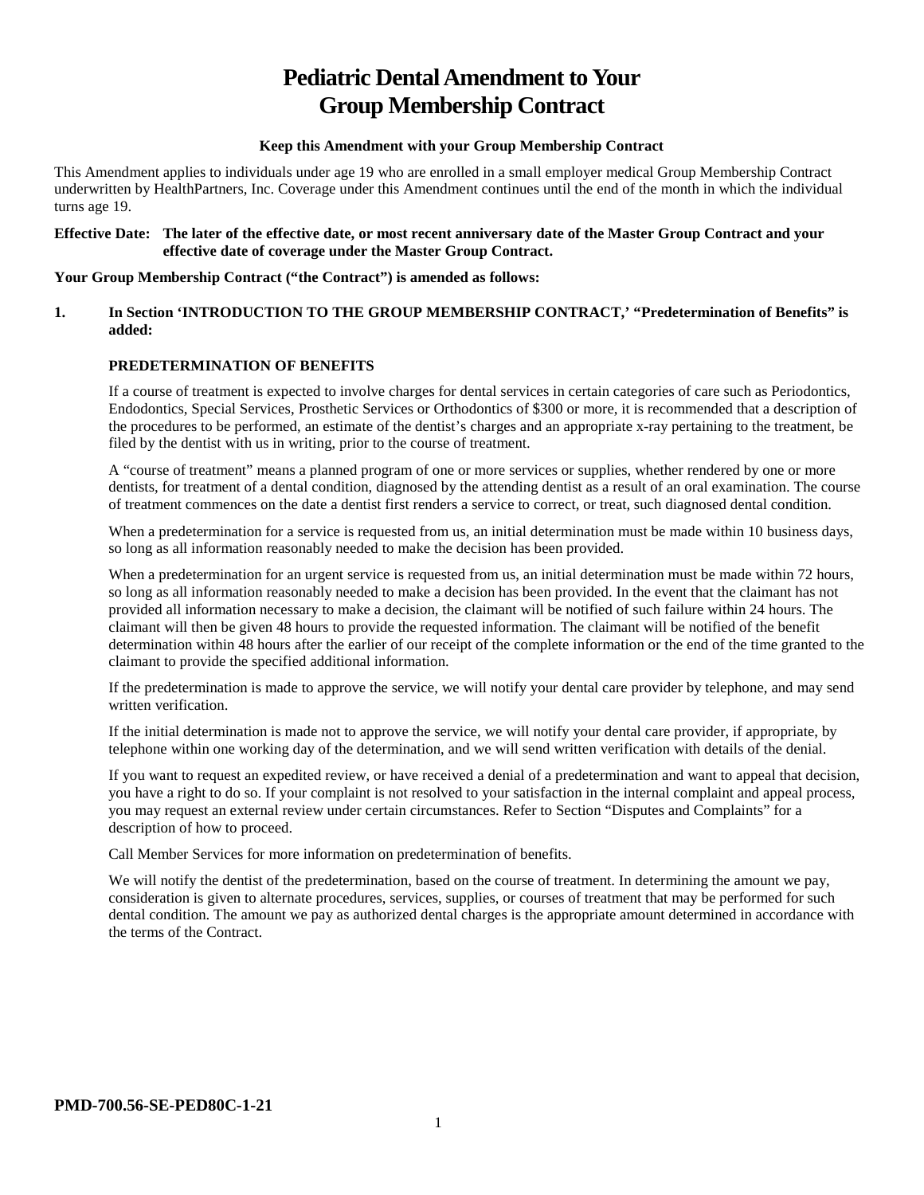# Pediatric Dental Amendment to Your Group Membership Contract

**Keep this Amendment with your Group Membership Contract**

This Amendment applies to individuals under age 19 who are enrolled in a small employer medical Group Membership Contract underwritten by HealthPartners, Inc. Coverage under this Amendment continues until the end of the month in which the individual turns age 19.

**Effective Date: The later of the effective date, or most recent anniversary date of the Master Group Contract and your effective date of coverage under the Master Group Contract.**

**Your Group Membership Contract ("the Contract") is amended as follows:**

**1. In Section 'INTRODUCTION TO THE GROUP MEMBERSHIP CONTRACT,' "Predetermination of Benefits" is added:**

**PREDETERMINATION OF BENEFITS**

If a course of treatment is expected to involve charges for dental services in certain categories of care such as Periodontics, Endodontics, Special Services, Prosthetic Services or Orthodontics of $300 or more, it is recommended that a description of the procedures to be performed, an estimate of the dentist's charges and an appropriate x-ray pertaining to the treatment, be filed by the dentist with us in writing, prior to the course of treatment.

A "course of treatment" means a planned program of one or more services or supplies, whether rendered by one or more dentists, for treatment of a dental condition, diagnosed by the attending dentist as a result of an oral examination. The course of treatment commences on the date a dentist first renders a service to correct, or treat, such diagnosed dental condition.

When a predetermination for a service is requested from us, an initial determination must be made within 10 business days, so long as all information reasonably needed to make the decision has been provided.

When a predetermination for an urgent service is requested from us, an initial determination must be made within 72 hours, so long as all information reasonably needed to make a decision has been provided. In the event that the claimant has not provided all information necessary to make a decision, the claimant will be notified of such failure within 24 hours. The claimant will then be given 48 hours to provide the requested information. The claimant will be notified of the benefit determination within 48 hours after the earlier of our receipt of the complete information or the end of the time granted to the claimant to provide the specified additional information.

If the predetermination is made to approve the service, we will notify your dental care provider by telephone, and may send written verification.

If the initial determination is made not to approve the service, we will notify your dental care provider, if appropriate, by telephone within one working day of the determination, and we will send written verification with details of the denial.

If you want to request an expedited review, or have received a denial of a predetermination and want to appeal that decision, you have a right to do so. If your complaint is not resolved to your satisfaction in the internal complaint and appeal process, you may request an external review under certain circumstances. Refer to Section "Disputes and Complaints" for a description of how to proceed.

Call Member Services for more information on predetermination of benefits.

We will notify the dentist of the predetermination, based on the course of treatment. In determining the amount we pay, consideration is given to alternate procedures, services, supplies, or courses of treatment that may be performed for such dental condition. The amount we pay as authorized dental charges is the appropriate amount determined in accordance with the terms of the Contract.

**PMD-700.56-SE-PED80C-1-21**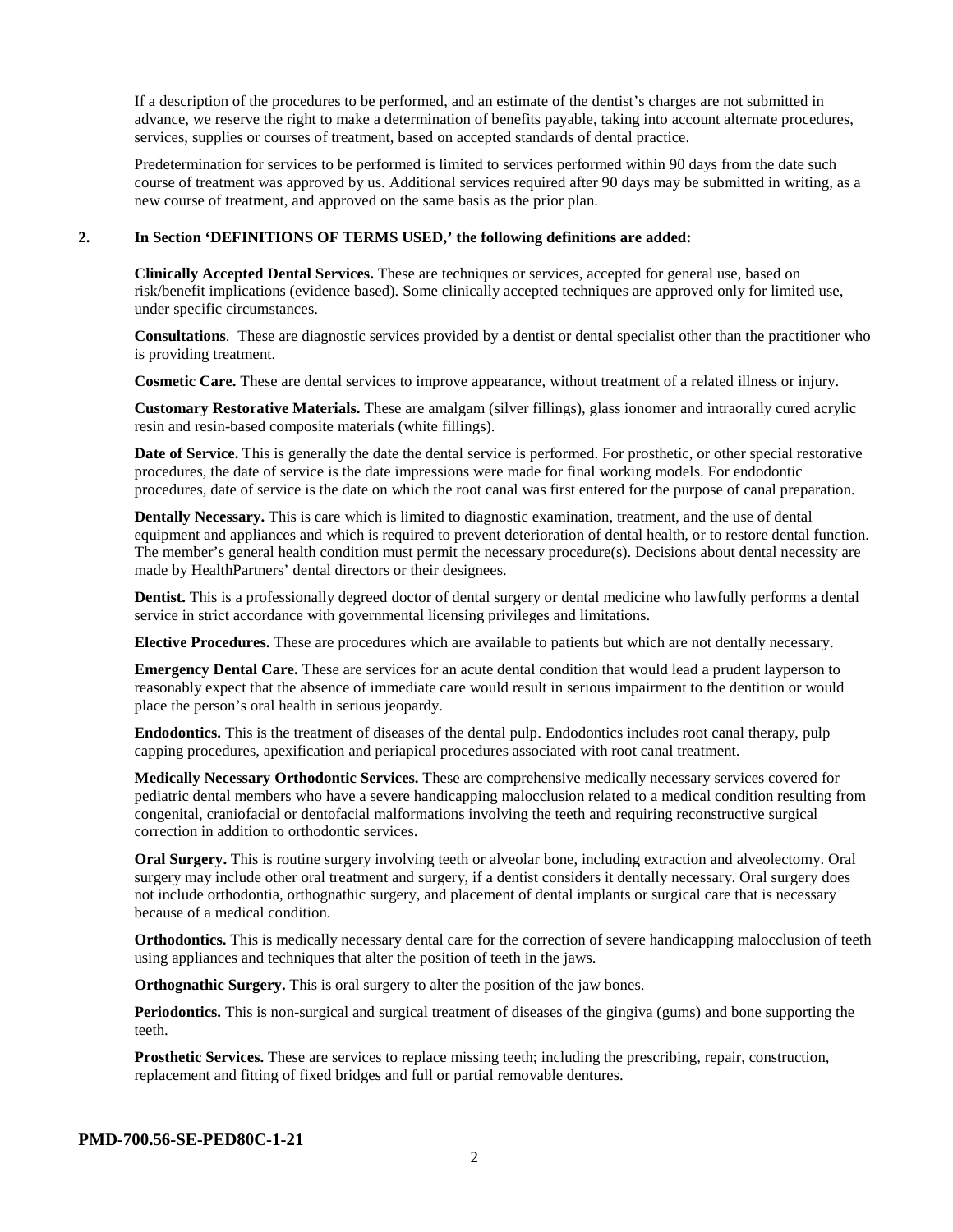If a description of the procedures to be performed, and an estimate of the dentist's charges are not submitted in advance, we reserve the right to make a determination of benefits payable, taking into account alternate procedures, services, supplies or courses of treatment, based on accepted standards of dental practice.

Predetermination for services to be performed is limited to services performed within 90 days from the date such course of treatment was approved by us. Additional services required after 90 days may be submitted in writing, as a new course of treatment, and approved on the same basis as the prior plan.

**2. In Section 'DEFINITIONS OF TERMS USED,' the following definitions are added:**

**Clinically Accepted Dental Services.** These are techniques or services, accepted for general use, based on risk/benefit implications (evidence based). Some clinically accepted techniques are approved only for limited use, under specific circumstances.

**Consultations**. These are diagnostic services provided by a dentist or dental specialist other than the practitioner who is providing treatment.

**Cosmetic Care.** These are dental services to improve appearance, without treatment of a related illness or injury.

**Customary Restorative Materials.** These are amalgam (silver fillings), glass ionomer and intraorally cured acrylic resin and resin-based composite materials (white fillings).

**Date of Service.** This is generally the date the dental service is performed. For prosthetic, or other special restorative procedures, the date of service is the date impressions were made for final working models. For endodontic procedures, date of service is the date on which the root canal was first entered for the purpose of canal preparation.

**Dentally Necessary.** This is care which is limited to diagnostic examination, treatment, and the use of dental equipment and appliances and which is required to prevent deterioration of dental health, or to restore dental function. The member's general health condition must permit the necessary procedure(s). Decisions about dental necessity are made by HealthPartners' dental directors or their designees.

**Dentist.** This is a professionally degreed doctor of dental surgery or dental medicine who lawfully performs a dental service in strict accordance with governmental licensing privileges and limitations.

**Elective Procedures.** These are procedures which are available to patients but which are not dentally necessary.

**Emergency Dental Care.** These are services for an acute dental condition that would lead a prudent layperson to reasonably expect that the absence of immediate care would result in serious impairment to the dentition or would place the person's oral health in serious jeopardy.

**Endodontics.** This is the treatment of diseases of the dental pulp. Endodontics includes root canal therapy, pulp capping procedures, apexification and periapical procedures associated with root canal treatment.

**Medically Necessary Orthodontic Services.** These are comprehensive medically necessary services covered for pediatric dental members who have a severe handicapping malocclusion related to a medical condition resulting from congenital, craniofacial or dentofacial malformations involving the teeth and requiring reconstructive surgical correction in addition to orthodontic services.

**Oral Surgery.** This is routine surgery involving teeth or alveolar bone, including extraction and alveolectomy. Oral surgery may include other oral treatment and surgery, if a dentist considers it dentally necessary. Oral surgery does not include orthodontia, orthognathic surgery, and placement of dental implants or surgical care that is necessary because of a medical condition.

**Orthodontics.** This is medically necessary dental care for the correction of severe handicapping malocclusion of teeth using appliances and techniques that alter the position of teeth in the jaws.

**Orthognathic Surgery.** This is oral surgery to alter the position of the jaw bones.

**Periodontics.** This is non-surgical and surgical treatment of diseases of the gingiva (gums) and bone supporting the teeth.

**Prosthetic Services.** These are services to replace missing teeth; including the prescribing, repair, construction, replacement and fitting of fixed bridges and full or partial removable dentures.

**PMD-700.56-SE-PED80C-1-21**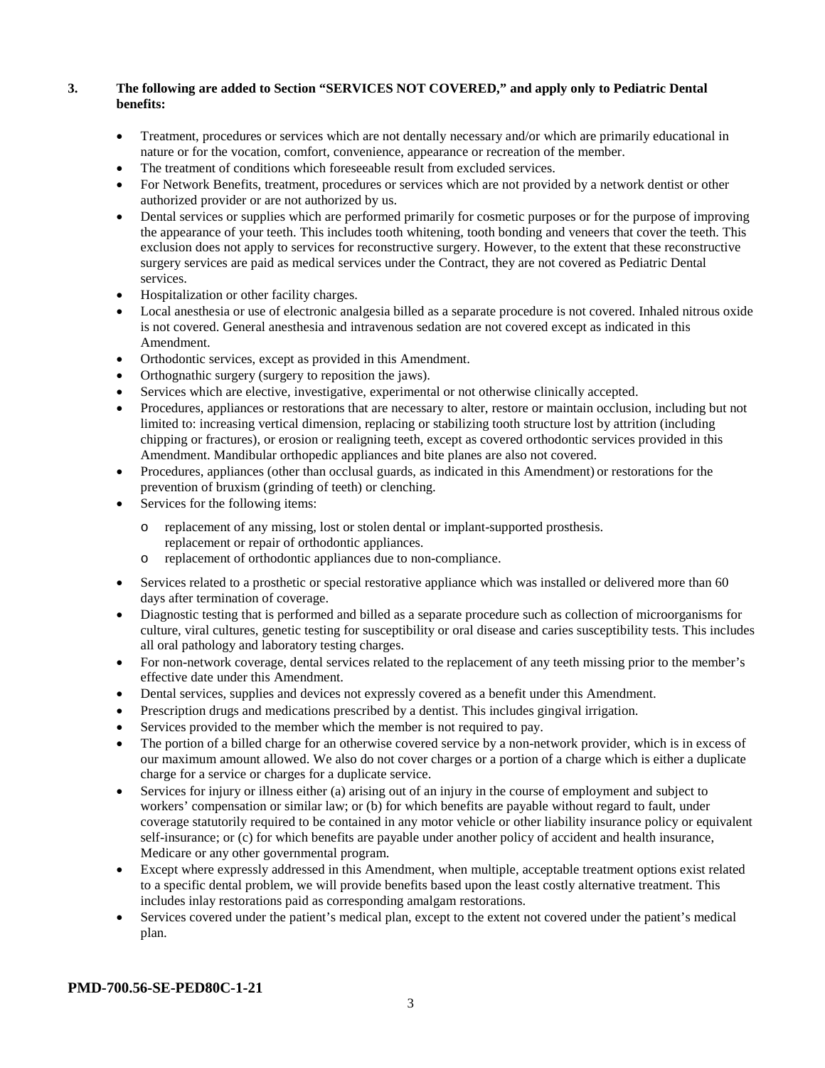**3. The following are added to Section "SERVICES NOT COVERED," and apply only to Pediatric Dental benefits:**

- Treatment, procedures or services which are not dentally necessary and/or which are primarily educational in nature or for the vocation, comfort, convenience, appearance or recreation of the member.
- The treatment of conditions which foreseeable result from excluded services.
- For Network Benefits, treatment, procedures or services which are not provided by a network dentist or other authorized provider or are not authorized by us.
- Dental services or supplies which are performed primarily for cosmetic purposes or for the purpose of improving the appearance of your teeth. This includes tooth whitening, tooth bonding and veneers that cover the teeth. This exclusion does not apply to services for reconstructive surgery. However, to the extent that these reconstructive surgery services are paid as medical services under the Contract, they are not covered as Pediatric Dental services.
- Hospitalization or other facility charges.
- Local anesthesia or use of electronic analgesia billed as a separate procedure is not covered. Inhaled nitrous oxide is not covered. General anesthesia and intravenous sedation are not covered except as indicated in this Amendment.
- Orthodontic services, except as provided in this Amendment.
- Orthognathic surgery (surgery to reposition the jaws).
- Services which are elective, investigative, experimental or not otherwise clinically accepted.
- Procedures, appliances or restorations that are necessary to alter, restore or maintain occlusion, including but not limited to: increasing vertical dimension, replacing or stabilizing tooth structure lost by attrition (including chipping or fractures), or erosion or realigning teeth, except as covered orthodontic services provided in this Amendment. Mandibular orthopedic appliances and bite planes are also not covered.
- Procedures, appliances (other than occlusal guards, as indicated in this Amendment) or restorations for the prevention of bruxism (grinding of teeth) or clenching.
- Services for the following items:
  - replacement of any missing, lost or stolen dental or implant-supported prosthesis. replacement or repair of orthodontic appliances.
  - replacement of orthodontic appliances due to non-compliance.
- Services related to a prosthetic or special restorative appliance which was installed or delivered more than 60 days after termination of coverage.
- Diagnostic testing that is performed and billed as a separate procedure such as collection of microorganisms for culture, viral cultures, genetic testing for susceptibility or oral disease and caries susceptibility tests. This includes all oral pathology and laboratory testing charges.
- For non-network coverage, dental services related to the replacement of any teeth missing prior to the member's effective date under this Amendment.
- Dental services, supplies and devices not expressly covered as a benefit under this Amendment.
- Prescription drugs and medications prescribed by a dentist. This includes gingival irrigation.
- Services provided to the member which the member is not required to pay.
- The portion of a billed charge for an otherwise covered service by a non-network provider, which is in excess of our maximum amount allowed. We also do not cover charges or a portion of a charge which is either a duplicate charge for a service or charges for a duplicate service.
- Services for injury or illness either (a) arising out of an injury in the course of employment and subject to workers' compensation or similar law; or (b) for which benefits are payable without regard to fault, under coverage statutorily required to be contained in any motor vehicle or other liability insurance policy or equivalent self-insurance; or (c) for which benefits are payable under another policy of accident and health insurance, Medicare or any other governmental program.
- Except where expressly addressed in this Amendment, when multiple, acceptable treatment options exist related to a specific dental problem, we will provide benefits based upon the least costly alternative treatment. This includes inlay restorations paid as corresponding amalgam restorations.
- Services covered under the patient's medical plan, except to the extent not covered under the patient's medical plan.

**PMD-700.56-SE-PED80C-1-21**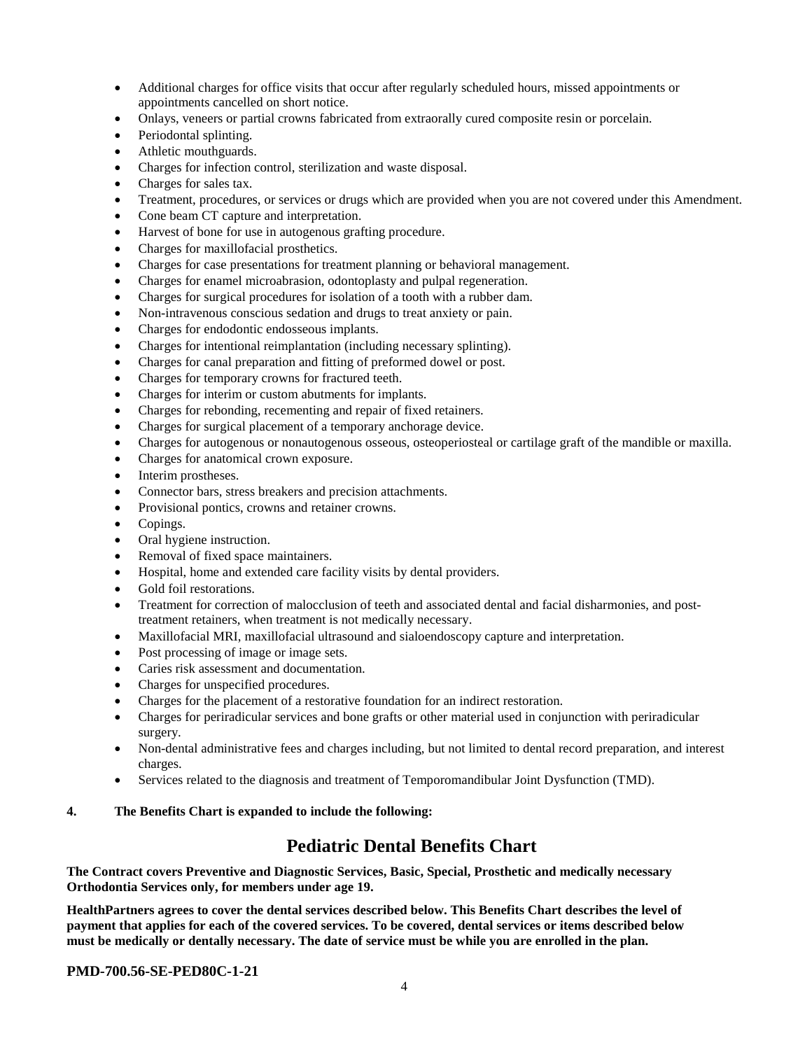- Additional charges for office visits that occur after regularly scheduled hours, missed appointments or appointments cancelled on short notice.
- Onlays, veneers or partial crowns fabricated from extraorally cured composite resin or porcelain.
- Periodontal splinting.
- Athletic mouthguards.
- Charges for infection control, sterilization and waste disposal.
- Charges for sales tax.
- Treatment, procedures, or services or drugs which are provided when you are not covered under this Amendment.
- Cone beam CT capture and interpretation.
- Harvest of bone for use in autogenous grafting procedure.
- Charges for maxillofacial prosthetics.
- Charges for case presentations for treatment planning or behavioral management.
- Charges for enamel microabrasion, odontoplasty and pulpal regeneration.
- Charges for surgical procedures for isolation of a tooth with a rubber dam.
- Non-intravenous conscious sedation and drugs to treat anxiety or pain.
- Charges for endodontic endosseous implants.
- Charges for intentional reimplantation (including necessary splinting).
- Charges for canal preparation and fitting of preformed dowel or post.
- Charges for temporary crowns for fractured teeth.
- Charges for interim or custom abutments for implants.
- Charges for rebonding, recementing and repair of fixed retainers.
- Charges for surgical placement of a temporary anchorage device.
- Charges for autogenous or nonautogenous osseous, osteoperiosteal or cartilage graft of the mandible or maxilla.
- Charges for anatomical crown exposure.
- Interim prostheses.
- Connector bars, stress breakers and precision attachments.
- Provisional pontics, crowns and retainer crowns.
- Copings.
- Oral hygiene instruction.
- Removal of fixed space maintainers.
- Hospital, home and extended care facility visits by dental providers.
- Gold foil restorations.
- Treatment for correction of malocclusion of teeth and associated dental and facial disharmonies, and post-treatment retainers, when treatment is not medically necessary.
- Maxillofacial MRI, maxillofacial ultrasound and sialoendoscopy capture and interpretation.
- Post processing of image or image sets.
- Caries risk assessment and documentation.
- Charges for unspecified procedures.
- Charges for the placement of a restorative foundation for an indirect restoration.
- Charges for periradicular services and bone grafts or other material used in conjunction with periradicular surgery.
- Non-dental administrative fees and charges including, but not limited to dental record preparation, and interest charges.
- Services related to the diagnosis and treatment of Temporomandibular Joint Dysfunction (TMD).

**4. The Benefits Chart is expanded to include the following:**

## Pediatric Dental Benefits Chart

**The Contract covers Preventive and Diagnostic Services, Basic, Special, Prosthetic and medically necessary Orthodontia Services only, for members under age 19.**

**HealthPartners agrees to cover the dental services described below. This Benefits Chart describes the level of payment that applies for each of the covered services. To be covered, dental services or items described below must be medically or dentally necessary. The date of service must be while you are enrolled in the plan.**

**PMD-700.56-SE-PED80C-1-21**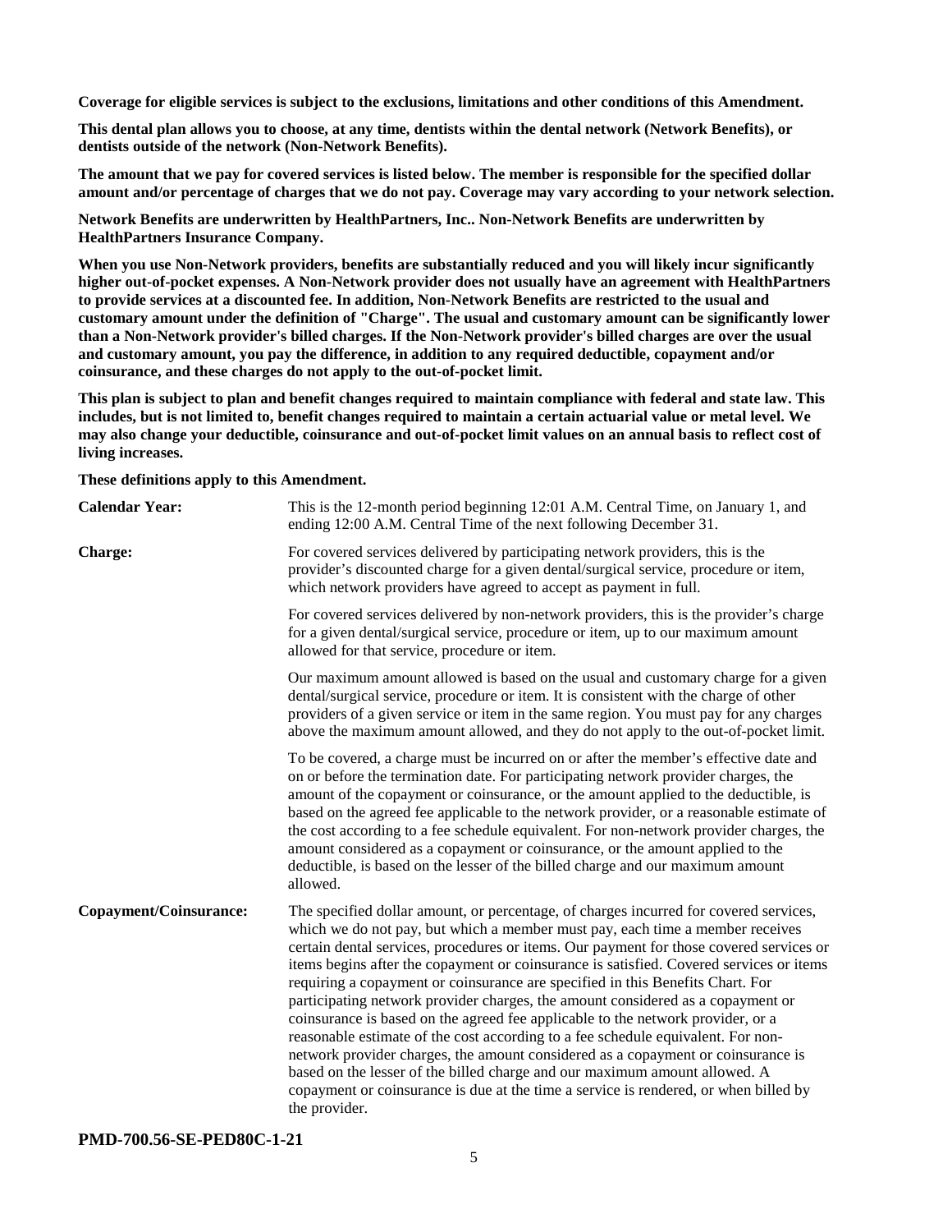**Coverage for eligible services is subject to the exclusions, limitations and other conditions of this Amendment.**

**This dental plan allows you to choose, at any time, dentists within the dental network (Network Benefits), or dentists outside of the network (Non-Network Benefits).**

**The amount that we pay for covered services is listed below. The member is responsible for the specified dollar amount and/or percentage of charges that we do not pay. Coverage may vary according to your network selection.**

**Network Benefits are underwritten by HealthPartners, Inc.. Non-Network Benefits are underwritten by HealthPartners Insurance Company.**

**When you use Non-Network providers, benefits are substantially reduced and you will likely incur significantly higher out-of-pocket expenses. A Non-Network provider does not usually have an agreement with HealthPartners to provide services at a discounted fee. In addition, Non-Network Benefits are restricted to the usual and customary amount under the definition of "Charge". The usual and customary amount can be significantly lower than a Non-Network provider's billed charges. If the Non-Network provider's billed charges are over the usual and customary amount, you pay the difference, in addition to any required deductible, copayment and/or coinsurance, and these charges do not apply to the out-of-pocket limit.**

**This plan is subject to plan and benefit changes required to maintain compliance with federal and state law. This includes, but is not limited to, benefit changes required to maintain a certain actuarial value or metal level. We may also change your deductible, coinsurance and out-of-pocket limit values on an annual basis to reflect cost of living increases.**

**These definitions apply to this Amendment.**

**Calendar Year:** This is the 12-month period beginning 12:01 A.M. Central Time, on January 1, and ending 12:00 A.M. Central Time of the next following December 31.

**Charge:** For covered services delivered by participating network providers, this is the provider's discounted charge for a given dental/surgical service, procedure or item, which network providers have agreed to accept as payment in full.

For covered services delivered by non-network providers, this is the provider's charge for a given dental/surgical service, procedure or item, up to our maximum amount allowed for that service, procedure or item.

Our maximum amount allowed is based on the usual and customary charge for a given dental/surgical service, procedure or item. It is consistent with the charge of other providers of a given service or item in the same region. You must pay for any charges above the maximum amount allowed, and they do not apply to the out-of-pocket limit.

To be covered, a charge must be incurred on or after the member's effective date and on or before the termination date. For participating network provider charges, the amount of the copayment or coinsurance, or the amount applied to the deductible, is based on the agreed fee applicable to the network provider, or a reasonable estimate of the cost according to a fee schedule equivalent. For non-network provider charges, the amount considered as a copayment or coinsurance, or the amount applied to the deductible, is based on the lesser of the billed charge and our maximum amount allowed.

**Copayment/Coinsurance:** The specified dollar amount, or percentage, of charges incurred for covered services, which we do not pay, but which a member must pay, each time a member receives certain dental services, procedures or items. Our payment for those covered services or items begins after the copayment or coinsurance is satisfied. Covered services or items requiring a copayment or coinsurance are specified in this Benefits Chart. For participating network provider charges, the amount considered as a copayment or coinsurance is based on the agreed fee applicable to the network provider, or a reasonable estimate of the cost according to a fee schedule equivalent. For non-network provider charges, the amount considered as a copayment or coinsurance is based on the lesser of the billed charge and our maximum amount allowed. A copayment or coinsurance is due at the time a service is rendered, or when billed by the provider.

**PMD-700.56-SE-PED80C-1-21**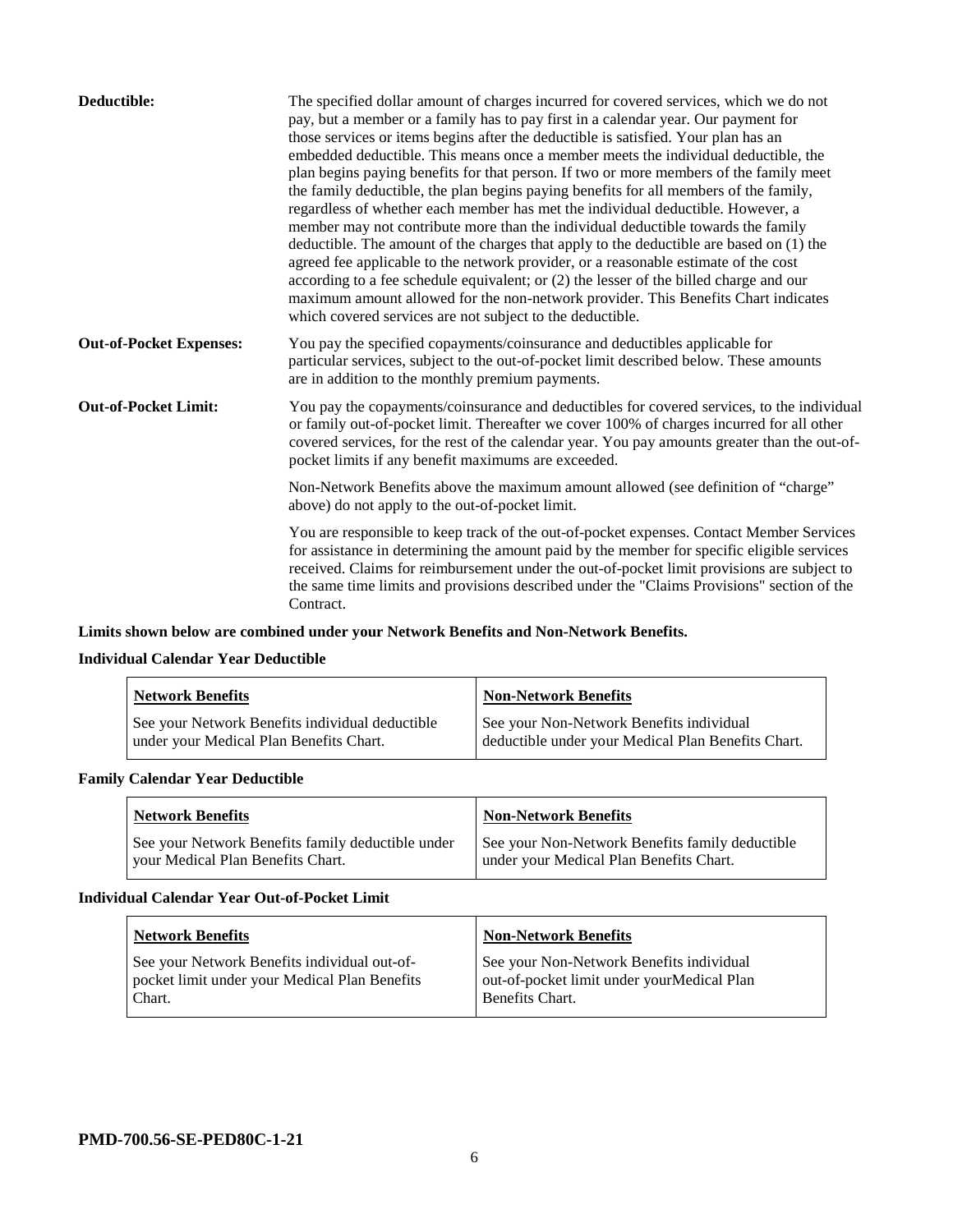**Deductible:** The specified dollar amount of charges incurred for covered services, which we do not pay, but a member or a family has to pay first in a calendar year. Our payment for those services or items begins after the deductible is satisfied. Your plan has an embedded deductible. This means once a member meets the individual deductible, the plan begins paying benefits for that person. If two or more members of the family meet the family deductible, the plan begins paying benefits for all members of the family, regardless of whether each member has met the individual deductible. However, a member may not contribute more than the individual deductible towards the family deductible. The amount of the charges that apply to the deductible are based on (1) the agreed fee applicable to the network provider, or a reasonable estimate of the cost according to a fee schedule equivalent; or (2) the lesser of the billed charge and our maximum amount allowed for the non-network provider. This Benefits Chart indicates which covered services are not subject to the deductible.

**Out-of-Pocket Expenses:** You pay the specified copayments/coinsurance and deductibles applicable for particular services, subject to the out-of-pocket limit described below. These amounts are in addition to the monthly premium payments.

**Out-of-Pocket Limit:** You pay the copayments/coinsurance and deductibles for covered services, to the individual or family out-of-pocket limit. Thereafter we cover 100% of charges incurred for all other covered services, for the rest of the calendar year. You pay amounts greater than the out-of-pocket limits if any benefit maximums are exceeded.

Non-Network Benefits above the maximum amount allowed (see definition of "charge" above) do not apply to the out-of-pocket limit.

You are responsible to keep track of the out-of-pocket expenses. Contact Member Services for assistance in determining the amount paid by the member for specific eligible services received. Claims for reimbursement under the out-of-pocket limit provisions are subject to the same time limits and provisions described under the "Claims Provisions" section of the Contract.

**Limits shown below are combined under your Network Benefits and Non-Network Benefits.**

**Individual Calendar Year Deductible**

| Network Benefits | Non-Network Benefits |
|---|---|
| See your Network Benefits individual deductible under your Medical Plan Benefits Chart. | See your Non-Network Benefits individual deductible under your Medical Plan Benefits Chart. |

**Family Calendar Year Deductible**

| Network Benefits | Non-Network Benefits |
|---|---|
| See your Network Benefits family deductible under your Medical Plan Benefits Chart. | See your Non-Network Benefits family deductible under your Medical Plan Benefits Chart. |

**Individual Calendar Year Out-of-Pocket Limit**

| Network Benefits | Non-Network Benefits |
|---|---|
| See your Network Benefits individual out-of-pocket limit under your Medical Plan Benefits Chart. | See your Non-Network Benefits individual out-of-pocket limit under yourMedical Plan Benefits Chart. |

**PMD-700.56-SE-PED80C-1-21**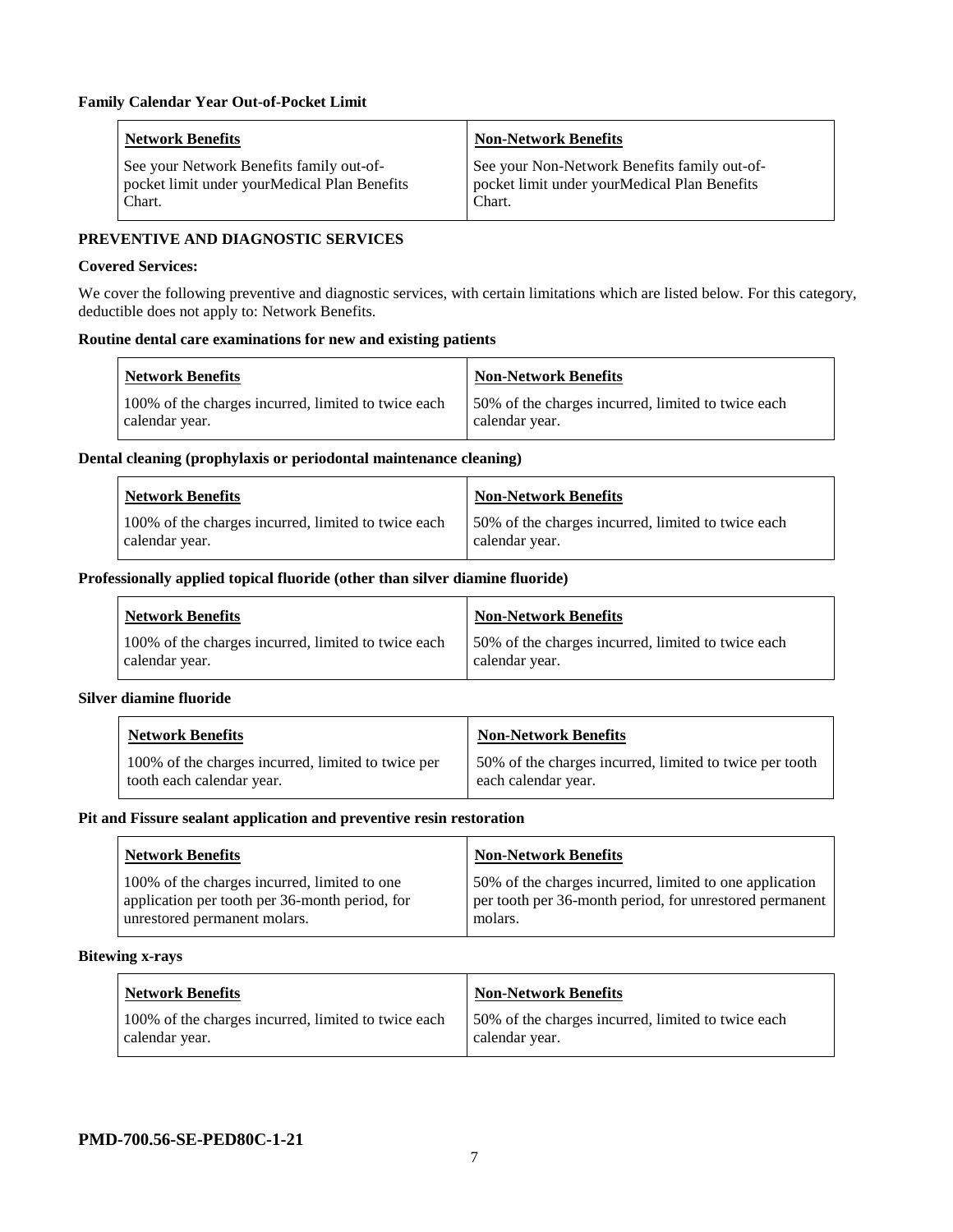**Family Calendar Year Out-of-Pocket Limit**

| Network Benefits | Non-Network Benefits |
|---|---|
| See your Network Benefits family out-of-pocket limit under yourMedical Plan Benefits Chart. | See your Non-Network Benefits family out-of-pocket limit under yourMedical Plan Benefits Chart. |

**PREVENTIVE AND DIAGNOSTIC SERVICES**

**Covered Services:**

We cover the following preventive and diagnostic services, with certain limitations which are listed below. For this category, deductible does not apply to: Network Benefits.

**Routine dental care examinations for new and existing patients**

| Network Benefits | Non-Network Benefits |
|---|---|
| 100% of the charges incurred, limited to twice each calendar year. | 50% of the charges incurred, limited to twice each calendar year. |

**Dental cleaning (prophylaxis or periodontal maintenance cleaning)**

| Network Benefits | Non-Network Benefits |
|---|---|
| 100% of the charges incurred, limited to twice each calendar year. | 50% of the charges incurred, limited to twice each calendar year. |

**Professionally applied topical fluoride (other than silver diamine fluoride)**

| Network Benefits | Non-Network Benefits |
|---|---|
| 100% of the charges incurred, limited to twice each calendar year. | 50% of the charges incurred, limited to twice each calendar year. |

**Silver diamine fluoride**

| Network Benefits | Non-Network Benefits |
|---|---|
| 100% of the charges incurred, limited to twice per tooth each calendar year. | 50% of the charges incurred, limited to twice per tooth each calendar year. |

**Pit and Fissure sealant application and preventive resin restoration**

| Network Benefits | Non-Network Benefits |
|---|---|
| 100% of the charges incurred, limited to one application per tooth per 36-month period, for unrestored permanent molars. | 50% of the charges incurred, limited to one application per tooth per 36-month period, for unrestored permanent molars. |

**Bitewing x-rays**

| Network Benefits | Non-Network Benefits |
|---|---|
| 100% of the charges incurred, limited to twice each calendar year. | 50% of the charges incurred, limited to twice each calendar year. |

**PMD-700.56-SE-PED80C-1-21**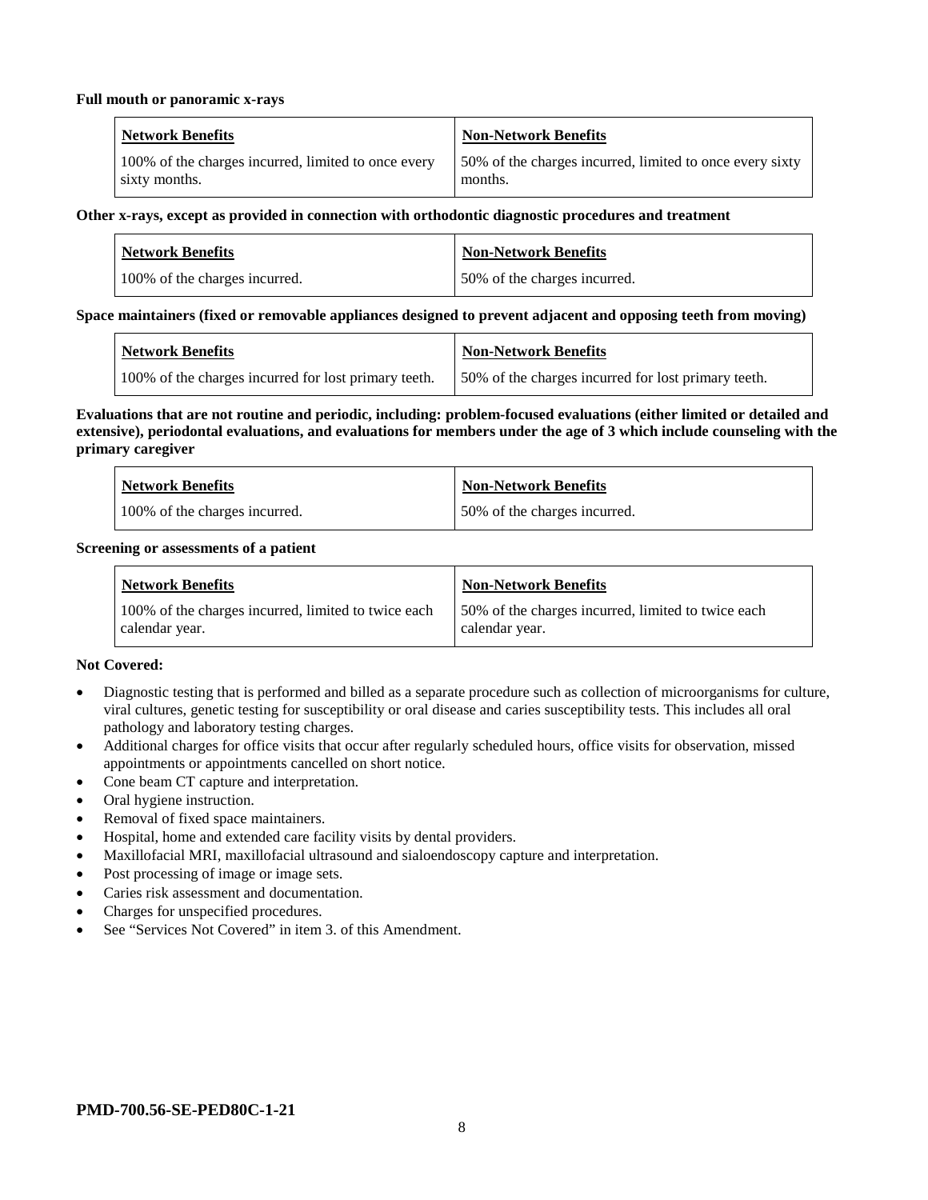**Full mouth or panoramic x-rays**

| Network Benefits | Non-Network Benefits |
|---|---|
| 100% of the charges incurred, limited to once every sixty months. | 50% of the charges incurred, limited to once every sixty months. |

**Other x-rays, except as provided in connection with orthodontic diagnostic procedures and treatment**

| Network Benefits | Non-Network Benefits |
|---|---|
| 100% of the charges incurred. | 50% of the charges incurred. |

**Space maintainers (fixed or removable appliances designed to prevent adjacent and opposing teeth from moving)**

| Network Benefits | Non-Network Benefits |
|---|---|
| 100% of the charges incurred for lost primary teeth. | 50% of the charges incurred for lost primary teeth. |

**Evaluations that are not routine and periodic, including: problem-focused evaluations (either limited or detailed and extensive), periodontal evaluations, and evaluations for members under the age of 3 which include counseling with the primary caregiver**

| Network Benefits | Non-Network Benefits |
|---|---|
| 100% of the charges incurred. | 50% of the charges incurred. |

**Screening or assessments of a patient**

| Network Benefits | Non-Network Benefits |
|---|---|
| 100% of the charges incurred, limited to twice each calendar year. | 50% of the charges incurred, limited to twice each calendar year. |

**Not Covered:**

- Diagnostic testing that is performed and billed as a separate procedure such as collection of microorganisms for culture, viral cultures, genetic testing for susceptibility or oral disease and caries susceptibility tests. This includes all oral pathology and laboratory testing charges.
- Additional charges for office visits that occur after regularly scheduled hours, office visits for observation, missed appointments or appointments cancelled on short notice.
- Cone beam CT capture and interpretation.
- Oral hygiene instruction.
- Removal of fixed space maintainers.
- Hospital, home and extended care facility visits by dental providers.
- Maxillofacial MRI, maxillofacial ultrasound and sialoendoscopy capture and interpretation.
- Post processing of image or image sets.
- Caries risk assessment and documentation.
- Charges for unspecified procedures.
- See "Services Not Covered" in item 3. of this Amendment.

**PMD-700.56-SE-PED80C-1-21**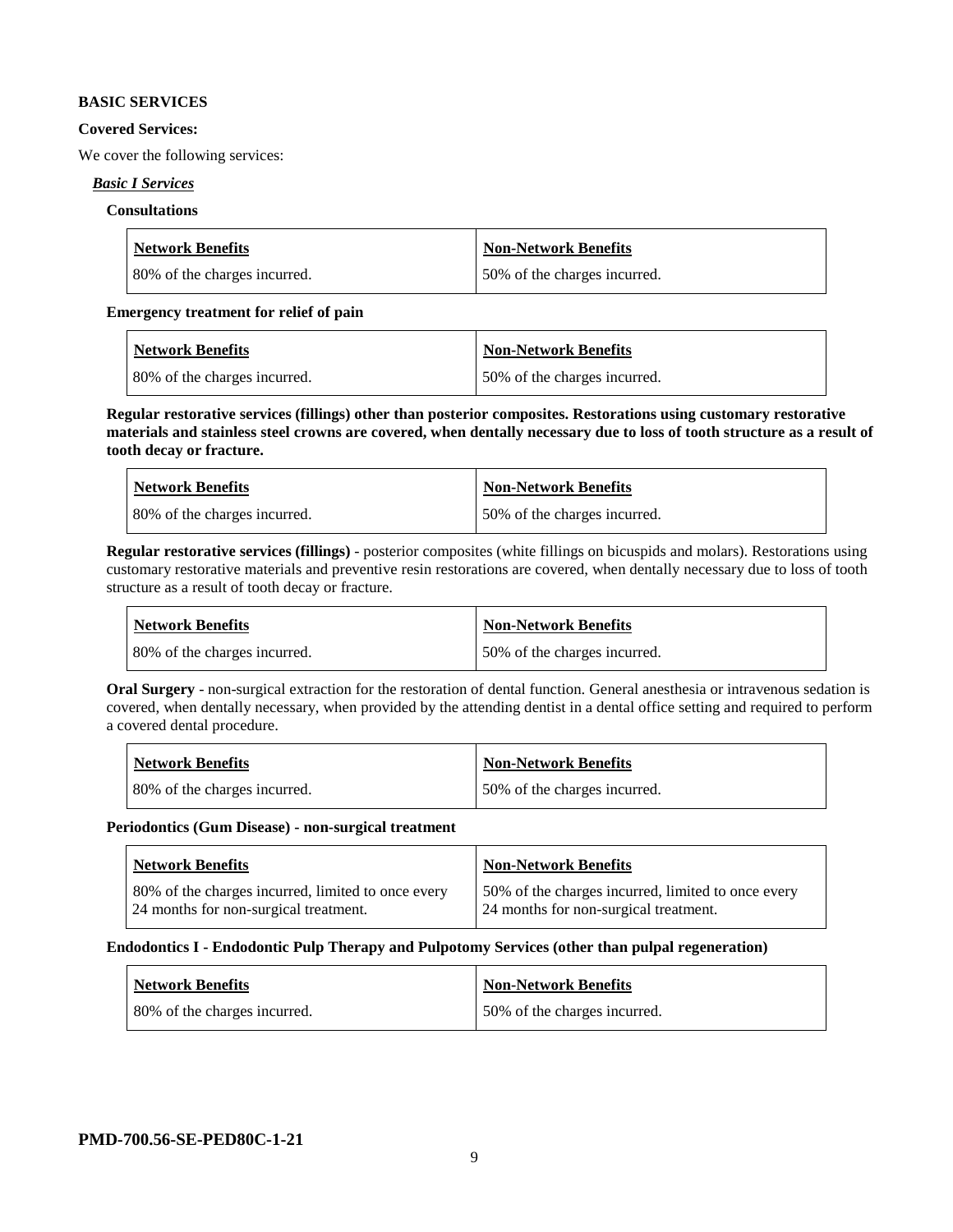**BASIC SERVICES**

**Covered Services:**

We cover the following services:

***Basic I Services***

**Consultations**

| Network Benefits | Non-Network Benefits |
|---|---|
| 80% of the charges incurred. | 50% of the charges incurred. |

**Emergency treatment for relief of pain**

| Network Benefits | Non-Network Benefits |
|---|---|
| 80% of the charges incurred. | 50% of the charges incurred. |

**Regular restorative services (fillings) other than posterior composites. Restorations using customary restorative materials and stainless steel crowns are covered, when dentally necessary due to loss of tooth structure as a result of tooth decay or fracture.**

| Network Benefits | Non-Network Benefits |
|---|---|
| 80% of the charges incurred. | 50% of the charges incurred. |

**Regular restorative services (fillings)** - posterior composites (white fillings on bicuspids and molars). Restorations using customary restorative materials and preventive resin restorations are covered, when dentally necessary due to loss of tooth structure as a result of tooth decay or fracture.

| Network Benefits | Non-Network Benefits |
|---|---|
| 80% of the charges incurred. | 50% of the charges incurred. |

**Oral Surgery** - non-surgical extraction for the restoration of dental function. General anesthesia or intravenous sedation is covered, when dentally necessary, when provided by the attending dentist in a dental office setting and required to perform a covered dental procedure.

| Network Benefits | Non-Network Benefits |
|---|---|
| 80% of the charges incurred. | 50% of the charges incurred. |

**Periodontics (Gum Disease) - non-surgical treatment**

| Network Benefits | Non-Network Benefits |
|---|---|
| 80% of the charges incurred, limited to once every 24 months for non-surgical treatment. | 50% of the charges incurred, limited to once every 24 months for non-surgical treatment. |

**Endodontics I - Endodontic Pulp Therapy and Pulpotomy Services (other than pulpal regeneration)**

| Network Benefits | Non-Network Benefits |
|---|---|
| 80% of the charges incurred. | 50% of the charges incurred. |

**PMD-700.56-SE-PED80C-1-21**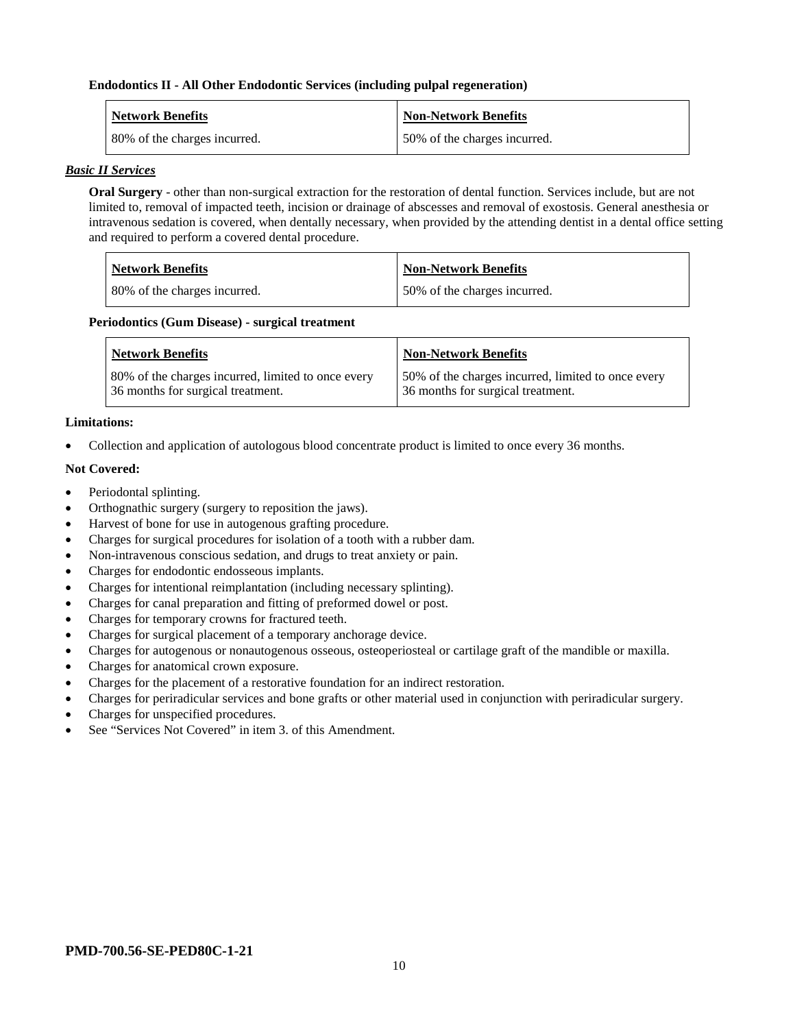**Endodontics II - All Other Endodontic Services (including pulpal regeneration)**

| Network Benefits | Non-Network Benefits |
|---|---|
| 80% of the charges incurred. | 50% of the charges incurred. |

***Basic II Services***

**Oral Surgery** - other than non-surgical extraction for the restoration of dental function. Services include, but are not limited to, removal of impacted teeth, incision or drainage of abscesses and removal of exostosis. General anesthesia or intravenous sedation is covered, when dentally necessary, when provided by the attending dentist in a dental office setting and required to perform a covered dental procedure.

| Network Benefits | Non-Network Benefits |
|---|---|
| 80% of the charges incurred. | 50% of the charges incurred. |

**Periodontics (Gum Disease) - surgical treatment**

| Network Benefits | Non-Network Benefits |
|---|---|
| 80% of the charges incurred, limited to once every 36 months for surgical treatment. | 50% of the charges incurred, limited to once every 36 months for surgical treatment. |

**Limitations:**

- Collection and application of autologous blood concentrate product is limited to once every 36 months.

**Not Covered:**

- Periodontal splinting.
- Orthognathic surgery (surgery to reposition the jaws).
- Harvest of bone for use in autogenous grafting procedure.
- Charges for surgical procedures for isolation of a tooth with a rubber dam.
- Non-intravenous conscious sedation, and drugs to treat anxiety or pain.
- Charges for endodontic endosseous implants.
- Charges for intentional reimplantation (including necessary splinting).
- Charges for canal preparation and fitting of preformed dowel or post.
- Charges for temporary crowns for fractured teeth.
- Charges for surgical placement of a temporary anchorage device.
- Charges for autogenous or nonautogenous osseous, osteoperiosteal or cartilage graft of the mandible or maxilla.
- Charges for anatomical crown exposure.
- Charges for the placement of a restorative foundation for an indirect restoration.
- Charges for periradicular services and bone grafts or other material used in conjunction with periradicular surgery.
- Charges for unspecified procedures.
- See "Services Not Covered" in item 3. of this Amendment.

**PMD-700.56-SE-PED80C-1-21**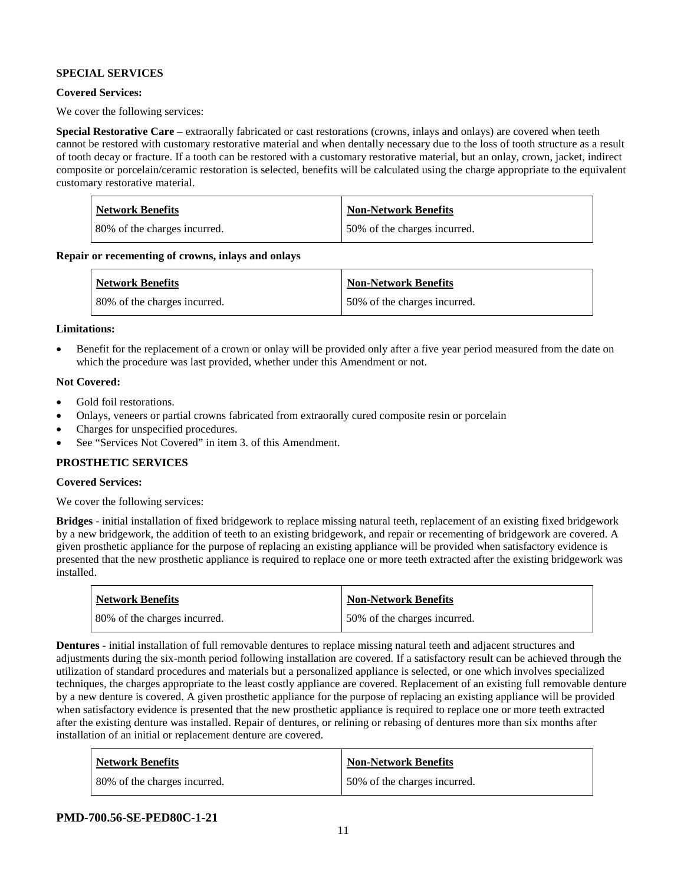**SPECIAL SERVICES**

**Covered Services:**

We cover the following services:

**Special Restorative Care** – extraorally fabricated or cast restorations (crowns, inlays and onlays) are covered when teeth cannot be restored with customary restorative material and when dentally necessary due to the loss of tooth structure as a result of tooth decay or fracture. If a tooth can be restored with a customary restorative material, but an onlay, crown, jacket, indirect composite or porcelain/ceramic restoration is selected, benefits will be calculated using the charge appropriate to the equivalent customary restorative material.

| Network Benefits | Non-Network Benefits |
| --- | --- |
| 80% of the charges incurred. | 50% of the charges incurred. |

**Repair or recementing of crowns, inlays and onlays**

| Network Benefits | Non-Network Benefits |
| --- | --- |
| 80% of the charges incurred. | 50% of the charges incurred. |

**Limitations:**

- Benefit for the replacement of a crown or onlay will be provided only after a five year period measured from the date on which the procedure was last provided, whether under this Amendment or not.

**Not Covered:**

- Gold foil restorations.
- Onlays, veneers or partial crowns fabricated from extraorally cured composite resin or porcelain
- Charges for unspecified procedures.
- See "Services Not Covered" in item 3. of this Amendment.

**PROSTHETIC SERVICES**

**Covered Services:**

We cover the following services:

**Bridges** - initial installation of fixed bridgework to replace missing natural teeth, replacement of an existing fixed bridgework by a new bridgework, the addition of teeth to an existing bridgework, and repair or recementing of bridgework are covered. A given prosthetic appliance for the purpose of replacing an existing appliance will be provided when satisfactory evidence is presented that the new prosthetic appliance is required to replace one or more teeth extracted after the existing bridgework was installed.

| Network Benefits | Non-Network Benefits |
| --- | --- |
| 80% of the charges incurred. | 50% of the charges incurred. |

**Dentures -** initial installation of full removable dentures to replace missing natural teeth and adjacent structures and adjustments during the six-month period following installation are covered. If a satisfactory result can be achieved through the utilization of standard procedures and materials but a personalized appliance is selected, or one which involves specialized techniques, the charges appropriate to the least costly appliance are covered. Replacement of an existing full removable denture by a new denture is covered. A given prosthetic appliance for the purpose of replacing an existing appliance will be provided when satisfactory evidence is presented that the new prosthetic appliance is required to replace one or more teeth extracted after the existing denture was installed. Repair of dentures, or relining or rebasing of dentures more than six months after installation of an initial or replacement denture are covered.

| Network Benefits | Non-Network Benefits |
| --- | --- |
| 80% of the charges incurred. | 50% of the charges incurred. |

**PMD-700.56-SE-PED80C-1-21**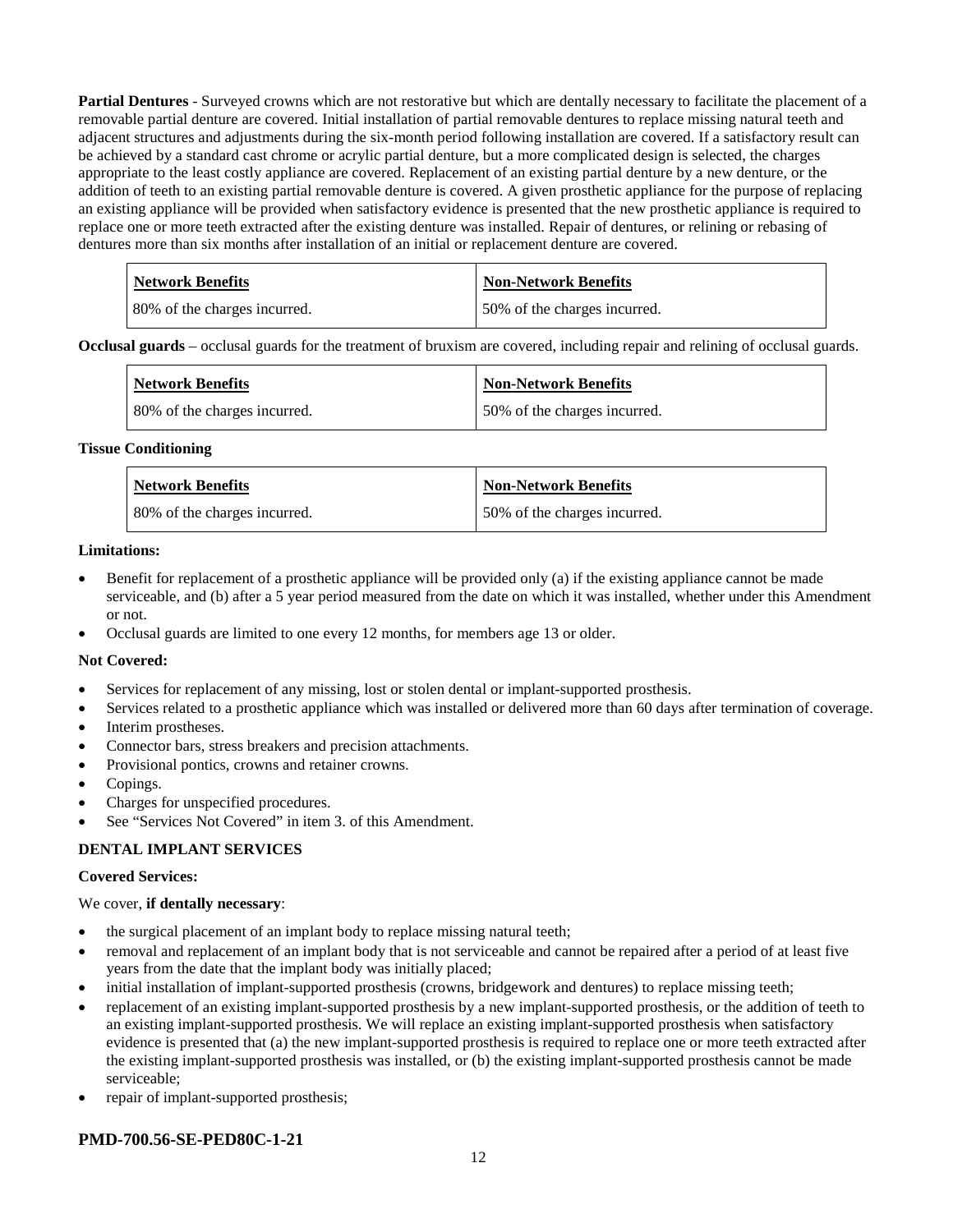**Partial Dentures** - Surveyed crowns which are not restorative but which are dentally necessary to facilitate the placement of a removable partial denture are covered. Initial installation of partial removable dentures to replace missing natural teeth and adjacent structures and adjustments during the six-month period following installation are covered. If a satisfactory result can be achieved by a standard cast chrome or acrylic partial denture, but a more complicated design is selected, the charges appropriate to the least costly appliance are covered. Replacement of an existing partial denture by a new denture, or the addition of teeth to an existing partial removable denture is covered. A given prosthetic appliance for the purpose of replacing an existing appliance will be provided when satisfactory evidence is presented that the new prosthetic appliance is required to replace one or more teeth extracted after the existing denture was installed. Repair of dentures, or relining or rebasing of dentures more than six months after installation of an initial or replacement denture are covered.

| Network Benefits | Non-Network Benefits |
|---|---|
| 80% of the charges incurred. | 50% of the charges incurred. |

**Occlusal guards** – occlusal guards for the treatment of bruxism are covered, including repair and relining of occlusal guards.

| Network Benefits | Non-Network Benefits |
|---|---|
| 80% of the charges incurred. | 50% of the charges incurred. |

**Tissue Conditioning**

| Network Benefits | Non-Network Benefits |
|---|---|
| 80% of the charges incurred. | 50% of the charges incurred. |

**Limitations:**

- Benefit for replacement of a prosthetic appliance will be provided only (a) if the existing appliance cannot be made serviceable, and (b) after a 5 year period measured from the date on which it was installed, whether under this Amendment or not.
- Occlusal guards are limited to one every 12 months, for members age 13 or older.

**Not Covered:**

- Services for replacement of any missing, lost or stolen dental or implant-supported prosthesis.
- Services related to a prosthetic appliance which was installed or delivered more than 60 days after termination of coverage.
- Interim prostheses.
- Connector bars, stress breakers and precision attachments.
- Provisional pontics, crowns and retainer crowns.
- Copings.
- Charges for unspecified procedures.
- See "Services Not Covered" in item 3. of this Amendment.

**DENTAL IMPLANT SERVICES**

**Covered Services:**

We cover, **if dentally necessary**:

- the surgical placement of an implant body to replace missing natural teeth;
- removal and replacement of an implant body that is not serviceable and cannot be repaired after a period of at least five years from the date that the implant body was initially placed;
- initial installation of implant-supported prosthesis (crowns, bridgework and dentures) to replace missing teeth;
- replacement of an existing implant-supported prosthesis by a new implant-supported prosthesis, or the addition of teeth to an existing implant-supported prosthesis. We will replace an existing implant-supported prosthesis when satisfactory evidence is presented that (a) the new implant-supported prosthesis is required to replace one or more teeth extracted after the existing implant-supported prosthesis was installed, or (b) the existing implant-supported prosthesis cannot be made serviceable;
- repair of implant-supported prosthesis;

**PMD-700.56-SE-PED80C-1-21**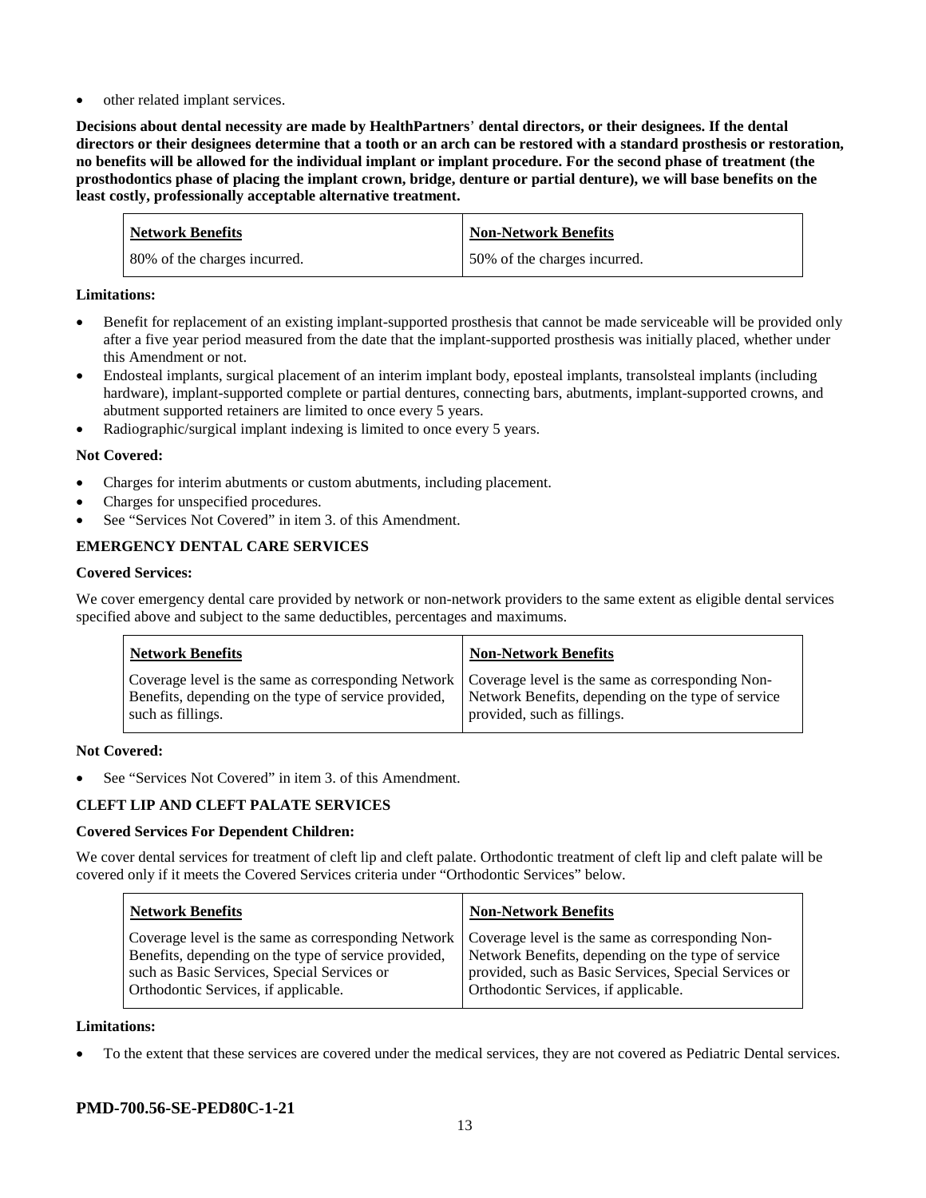- other related implant services.

**Decisions about dental necessity are made by HealthPartners' dental directors, or their designees. If the dental directors or their designees determine that a tooth or an arch can be restored with a standard prosthesis or restoration, no benefits will be allowed for the individual implant or implant procedure. For the second phase of treatment (the prosthodontics phase of placing the implant crown, bridge, denture or partial denture), we will base benefits on the least costly, professionally acceptable alternative treatment.**

| Network Benefits | Non-Network Benefits |
|---|---|
| 80% of the charges incurred. | 50% of the charges incurred. |

**Limitations:**

- Benefit for replacement of an existing implant-supported prosthesis that cannot be made serviceable will be provided only after a five year period measured from the date that the implant-supported prosthesis was initially placed, whether under this Amendment or not.
- Endosteal implants, surgical placement of an interim implant body, eposteal implants, transolsteal implants (including hardware), implant-supported complete or partial dentures, connecting bars, abutments, implant-supported crowns, and abutment supported retainers are limited to once every 5 years.
- Radiographic/surgical implant indexing is limited to once every 5 years.

**Not Covered:**

- Charges for interim abutments or custom abutments, including placement.
- Charges for unspecified procedures.
- See "Services Not Covered" in item 3. of this Amendment.

**EMERGENCY DENTAL CARE SERVICES**

**Covered Services:**

We cover emergency dental care provided by network or non-network providers to the same extent as eligible dental services specified above and subject to the same deductibles, percentages and maximums.

| Network Benefits | Non-Network Benefits |
|---|---|
| Coverage level is the same as corresponding Network Benefits, depending on the type of service provided, such as fillings. | Coverage level is the same as corresponding Non-Network Benefits, depending on the type of service provided, such as fillings. |

**Not Covered:**

- See "Services Not Covered" in item 3. of this Amendment.

**CLEFT LIP AND CLEFT PALATE SERVICES**

**Covered Services For Dependent Children:**

We cover dental services for treatment of cleft lip and cleft palate. Orthodontic treatment of cleft lip and cleft palate will be covered only if it meets the Covered Services criteria under "Orthodontic Services" below.

| Network Benefits | Non-Network Benefits |
|---|---|
| Coverage level is the same as corresponding Network Benefits, depending on the type of service provided, such as Basic Services, Special Services or Orthodontic Services, if applicable. | Coverage level is the same as corresponding Non-Network Benefits, depending on the type of service provided, such as Basic Services, Special Services or Orthodontic Services, if applicable. |

**Limitations:**

- To the extent that these services are covered under the medical services, they are not covered as Pediatric Dental services.

**PMD-700.56-SE-PED80C-1-21**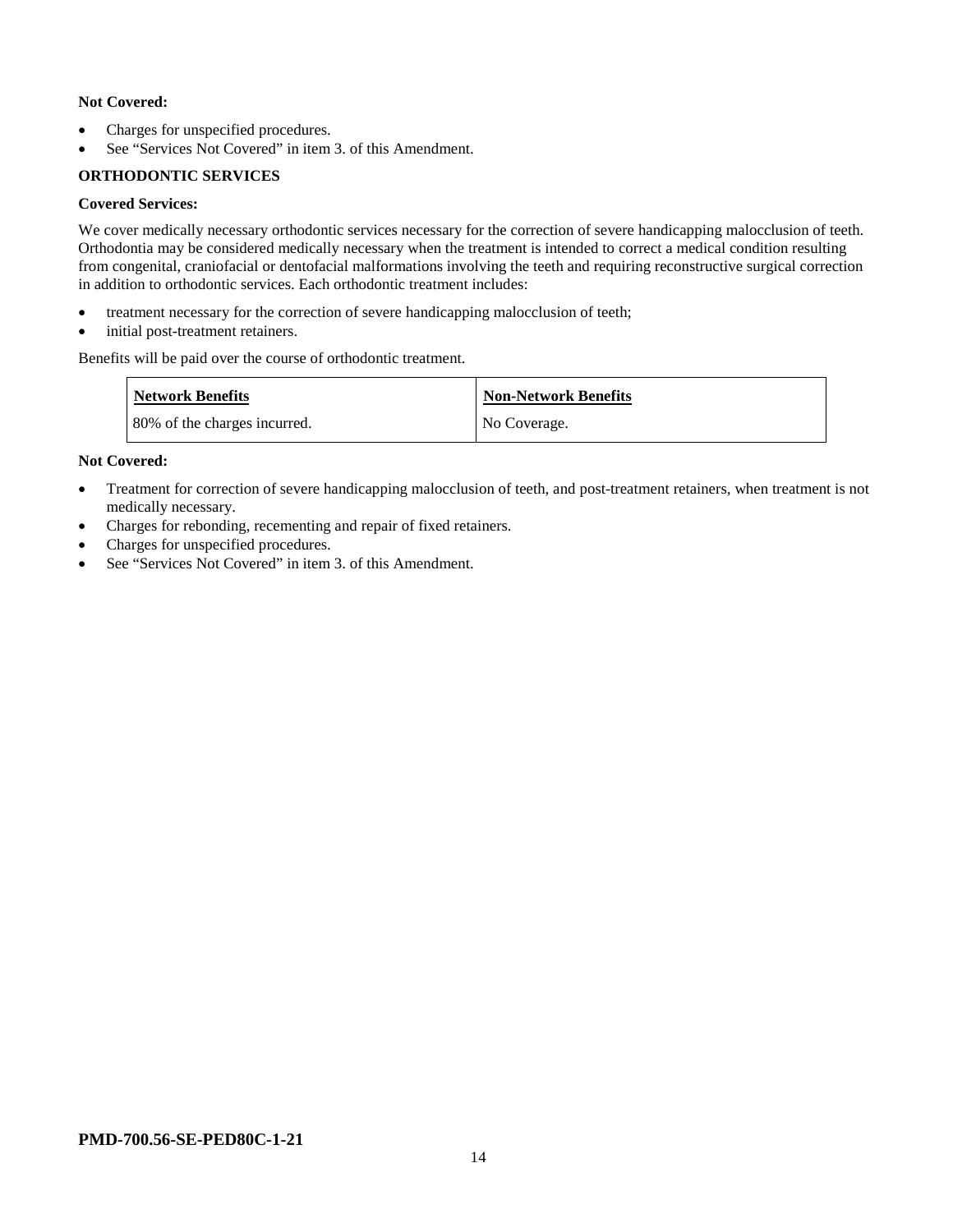**Not Covered:**

- Charges for unspecified procedures.
- See "Services Not Covered" in item 3. of this Amendment.

**ORTHODONTIC SERVICES**

**Covered Services:**

We cover medically necessary orthodontic services necessary for the correction of severe handicapping malocclusion of teeth. Orthodontia may be considered medically necessary when the treatment is intended to correct a medical condition resulting from congenital, craniofacial or dentofacial malformations involving the teeth and requiring reconstructive surgical correction in addition to orthodontic services. Each orthodontic treatment includes:

- treatment necessary for the correction of severe handicapping malocclusion of teeth;
- initial post-treatment retainers.

Benefits will be paid over the course of orthodontic treatment.

| Network Benefits | Non-Network Benefits |
|---|---|
| 80% of the charges incurred. | No Coverage. |

**Not Covered:**

- Treatment for correction of severe handicapping malocclusion of teeth, and post-treatment retainers, when treatment is not medically necessary.
- Charges for rebonding, recementing and repair of fixed retainers.
- Charges for unspecified procedures.
- See "Services Not Covered" in item 3. of this Amendment.

**PMD-700.56-SE-PED80C-1-21**